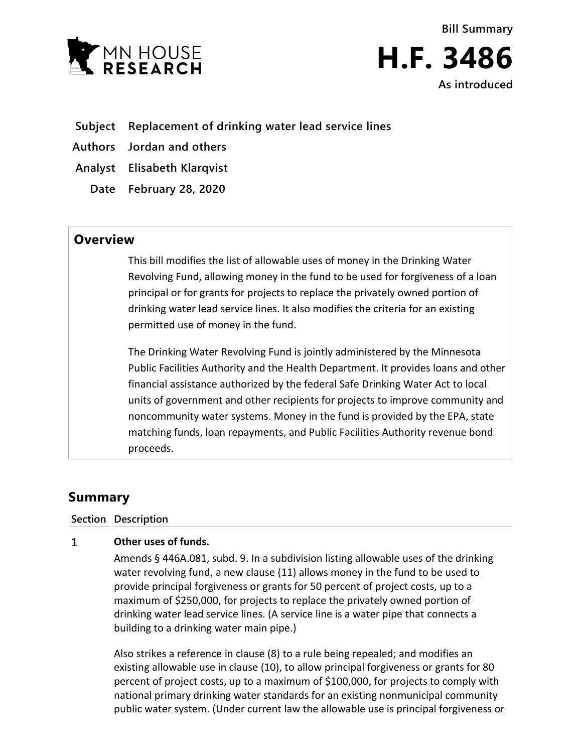Bill Summary

# H.F. 3486

As introduced

**Subject** Replacement of drinking water lead service lines

**Authors** Jordan and others

**Analyst** Elisabeth Klarqvist

**Date** February 28, 2020

## Overview

This bill modifies the list of allowable uses of money in the Drinking Water Revolving Fund, allowing money in the fund to be used for forgiveness of a loan principal or for grants for projects to replace the privately owned portion of drinking water lead service lines. It also modifies the criteria for an existing permitted use of money in the fund.

The Drinking Water Revolving Fund is jointly administered by the Minnesota Public Facilities Authority and the Health Department. It provides loans and other financial assistance authorized by the federal Safe Drinking Water Act to local units of government and other recipients for projects to improve community and noncommunity water systems. Money in the fund is provided by the EPA, state matching funds, loan repayments, and Public Facilities Authority revenue bond proceeds.

## Summary

| Section | Description |
|---|---|
| 1 | **Other uses of funds.**<br>Amends § 446A.081, subd. 9. In a subdivision listing allowable uses of the drinking water revolving fund, a new clause (11) allows money in the fund to be used to provide principal forgiveness or grants for 50 percent of project costs, up to a maximum of $250,000, for projects to replace the privately owned portion of drinking water lead service lines. (A service line is a water pipe that connects a building to a drinking water main pipe.)<br><br>Also strikes a reference in clause (8) to a rule being repealed; and modifies an existing allowable use in clause (10), to allow principal forgiveness or grants for 80 percent of project costs, up to a maximum of $100,000, for projects to comply with national primary drinking water standards for an existing nonmunicipal community public water system. (Under current law the allowable use is principal forgiveness or |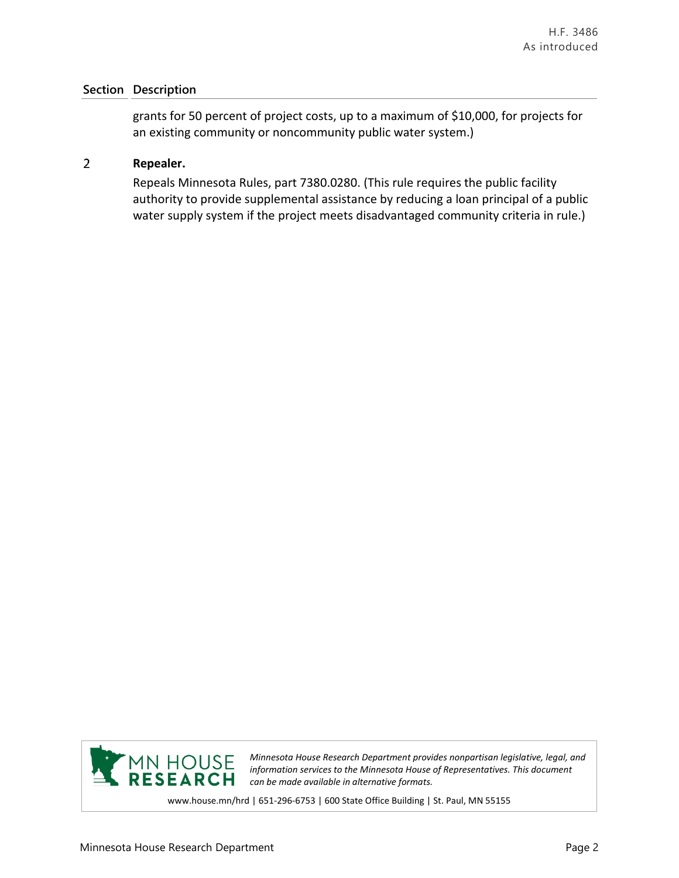| Section | Description |
|---|---|
| | grants for 50 percent of project costs, up to a maximum of $10,000, for projects for an existing community or noncommunity public water system.) |
| 2 | **Repealer.** Repeals Minnesota Rules, part 7380.0280. (This rule requires the public facility authority to provide supplemental assistance by reducing a loan principal of a public water supply system if the project meets disadvantaged community criteria in rule.) |

MN HOUSE RESEARCH

*Minnesota House Research Department provides nonpartisan legislative, legal, and information services to the Minnesota House of Representatives. This document can be made available in alternative formats.*

www.house.mn/hrd | 651-296-6753 | 600 State Office Building | St. Paul, MN 55155